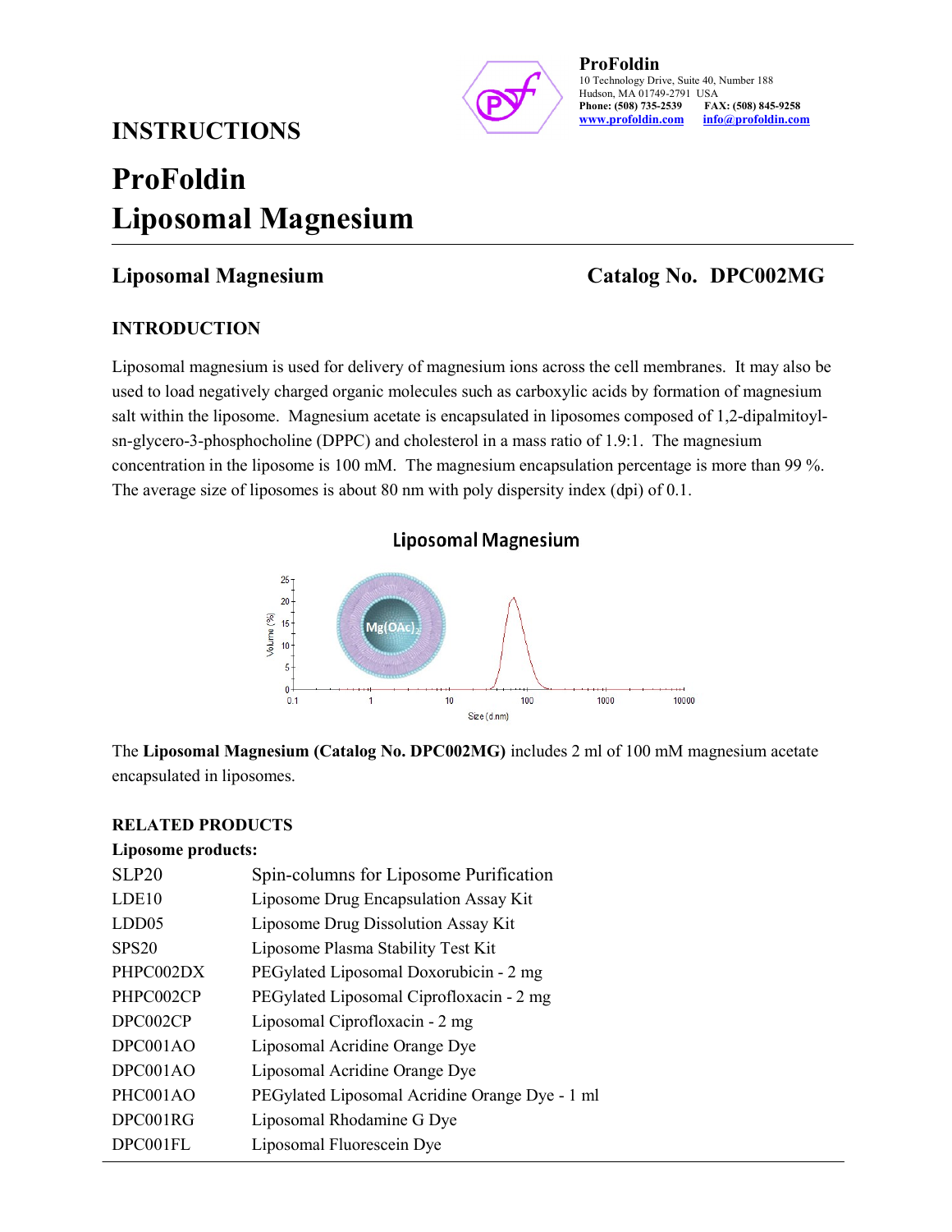**ProFoldin**
10 Technology Drive, Suite 40, Number 188
Hudson, MA 01749-2791 USA
**Phone: (508) 735-2539** **FAX: (508) 845-9258**
www.profoldin.com info@profoldin.com

# INSTRUCTIONS

# ProFoldin Liposomal Magnesium

## Liposomal Magnesium — Catalog No. DPC002MG

### INTRODUCTION

Liposomal magnesium is used for delivery of magnesium ions across the cell membranes. It may also be used to load negatively charged organic molecules such as carboxylic acids by formation of magnesium salt within the liposome. Magnesium acetate is encapsulated in liposomes composed of 1,2-dipalmitoyl-sn-glycero-3-phosphocholine (DPPC) and cholesterol in a mass ratio of 1.9:1. The magnesium concentration in the liposome is 100 mM. The magnesium encapsulation percentage is more than 99 %. The average size of liposomes is about 80 nm with poly dispersity index (dpi) of 0.1.

**Liposomal Magnesium**

The **Liposomal Magnesium (Catalog No. DPC002MG)** includes 2 ml of 100 mM magnesium acetate encapsulated in liposomes.

### RELATED PRODUCTS

**Liposome products:**

| | |
|---|---|
| SLP20 | Spin-columns for Liposome Purification |
| LDE10 | Liposome Drug Encapsulation Assay Kit |
| LDD05 | Liposome Drug Dissolution Assay Kit |
| SPS20 | Liposome Plasma Stability Test Kit |
| PHPC002DX | PEGylated Liposomal Doxorubicin - 2 mg |
| PHPC002CP | PEGylated Liposomal Ciprofloxacin - 2 mg |
| DPC002CP | Liposomal Ciprofloxacin - 2 mg |
| DPC001AO | Liposomal Acridine Orange Dye |
| DPC001AO | Liposomal Acridine Orange Dye |
| PHC001AO | PEGylated Liposomal Acridine Orange Dye - 1 ml |
| DPC001RG | Liposomal Rhodamine G Dye |
| DPC001FL | Liposomal Fluorescein Dye |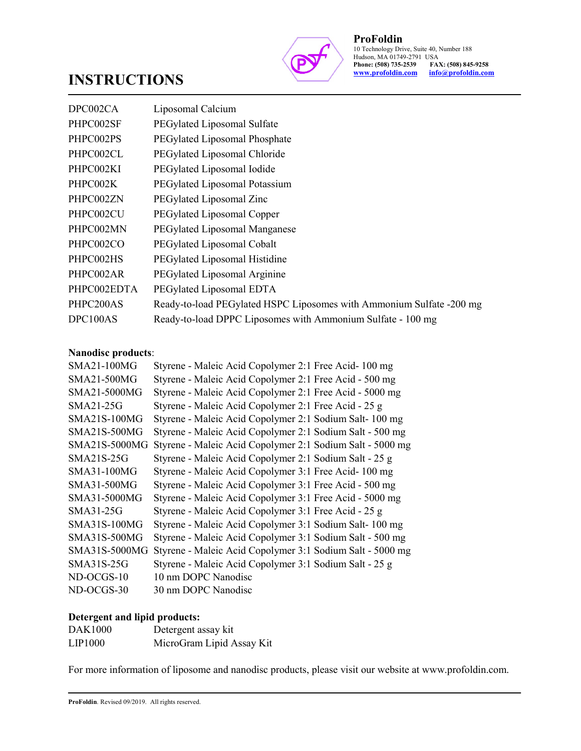# INSTRUCTIONS

**ProFoldin**
10 Technology Drive, Suite 40, Number 188
Hudson, MA 01749-2791 USA
**Phone: (508) 735-2539** **FAX: (508) 845-9258**
**www.profoldin.com** **info@profoldin.com**

| | |
|---|---|
| DPC002CA | Liposomal Calcium |
| PHPC002SF | PEGylated Liposomal Sulfate |
| PHPC002PS | PEGylated Liposomal Phosphate |
| PHPC002CL | PEGylated Liposomal Chloride |
| PHPC002KI | PEGylated Liposomal Iodide |
| PHPC002K | PEGylated Liposomal Potassium |
| PHPC002ZN | PEGylated Liposomal Zinc |
| PHPC002CU | PEGylated Liposomal Copper |
| PHPC002MN | PEGylated Liposomal Manganese |
| PHPC002CO | PEGylated Liposomal Cobalt |
| PHPC002HS | PEGylated Liposomal Histidine |
| PHPC002AR | PEGylated Liposomal Arginine |
| PHPC002EDTA | PEGylated Liposomal EDTA |
| PHPC200AS | Ready-to-load PEGylated HSPC Liposomes with Ammonium Sulfate -200 mg |
| DPC100AS | Ready-to-load DPPC Liposomes with Ammonium Sulfate - 100 mg |

**Nanodisc products**:

| | |
|---|---|
| SMA21-100MG | Styrene - Maleic Acid Copolymer 2:1 Free Acid- 100 mg |
| SMA21-500MG | Styrene - Maleic Acid Copolymer 2:1 Free Acid - 500 mg |
| SMA21-5000MG | Styrene - Maleic Acid Copolymer 2:1 Free Acid - 5000 mg |
| SMA21-25G | Styrene - Maleic Acid Copolymer 2:1 Free Acid - 25 g |
| SMA21S-100MG | Styrene - Maleic Acid Copolymer 2:1 Sodium Salt- 100 mg |
| SMA21S-500MG | Styrene - Maleic Acid Copolymer 2:1 Sodium Salt - 500 mg |
| SMA21S-5000MG | Styrene - Maleic Acid Copolymer 2:1 Sodium Salt - 5000 mg |
| SMA21S-25G | Styrene - Maleic Acid Copolymer 2:1 Sodium Salt - 25 g |
| SMA31-100MG | Styrene - Maleic Acid Copolymer 3:1 Free Acid- 100 mg |
| SMA31-500MG | Styrene - Maleic Acid Copolymer 3:1 Free Acid - 500 mg |
| SMA31-5000MG | Styrene - Maleic Acid Copolymer 3:1 Free Acid - 5000 mg |
| SMA31-25G | Styrene - Maleic Acid Copolymer 3:1 Free Acid - 25 g |
| SMA31S-100MG | Styrene - Maleic Acid Copolymer 3:1 Sodium Salt- 100 mg |
| SMA31S-500MG | Styrene - Maleic Acid Copolymer 3:1 Sodium Salt - 500 mg |
| SMA31S-5000MG | Styrene - Maleic Acid Copolymer 3:1 Sodium Salt - 5000 mg |
| SMA31S-25G | Styrene - Maleic Acid Copolymer 3:1 Sodium Salt - 25 g |
| ND-OCGS-10 | 10 nm DOPC Nanodisc |
| ND-OCGS-30 | 30 nm DOPC Nanodisc |

**Detergent and lipid products:**

| | |
|---|---|
| DAK1000 | Detergent assay kit |
| LIP1000 | MicroGram Lipid Assay Kit |

For more information of liposome and nanodisc products, please visit our website at www.profoldin.com.

**ProFoldin**. Revised 09/2019. All rights reserved.